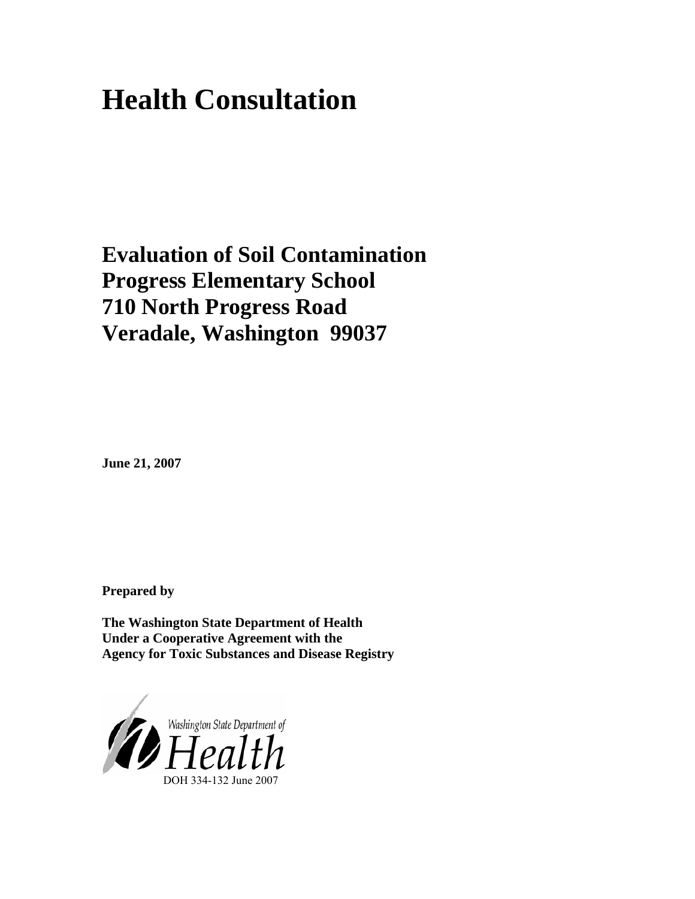# Health Consultation

## Evaluation of Soil Contamination
## Progress Elementary School
## 710 North Progress Road
## Veradale, Washington 99037

**June 21, 2007**

**Prepared by**

**The Washington State Department of Health**
**Under a Cooperative Agreement with the**
**Agency for Toxic Substances and Disease Registry**

Washington State Department of Health

DOH 334-132 June 2007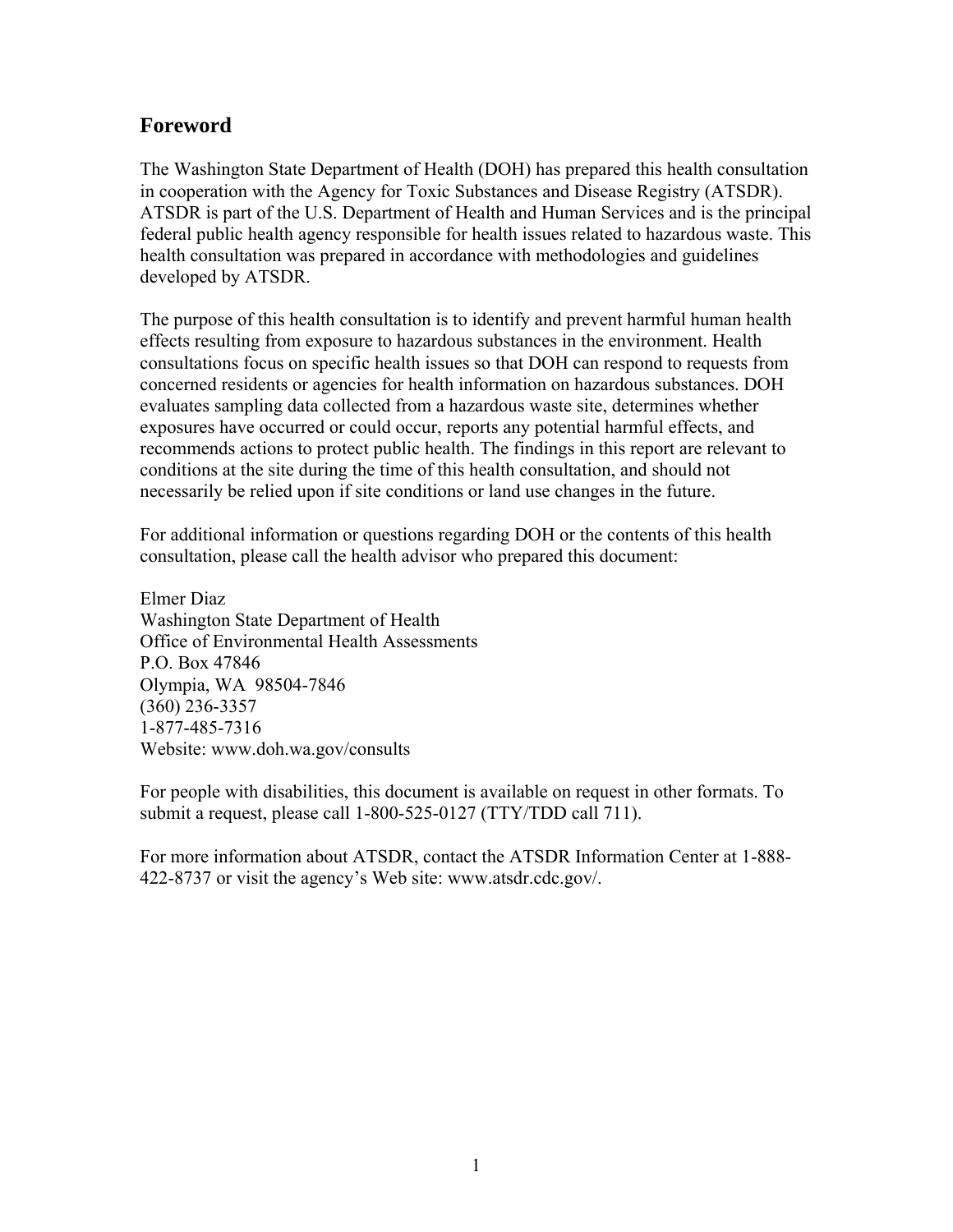## Foreword

The Washington State Department of Health (DOH) has prepared this health consultation in cooperation with the Agency for Toxic Substances and Disease Registry (ATSDR). ATSDR is part of the U.S. Department of Health and Human Services and is the principal federal public health agency responsible for health issues related to hazardous waste. This health consultation was prepared in accordance with methodologies and guidelines developed by ATSDR.

The purpose of this health consultation is to identify and prevent harmful human health effects resulting from exposure to hazardous substances in the environment. Health consultations focus on specific health issues so that DOH can respond to requests from concerned residents or agencies for health information on hazardous substances. DOH evaluates sampling data collected from a hazardous waste site, determines whether exposures have occurred or could occur, reports any potential harmful effects, and recommends actions to protect public health. The findings in this report are relevant to conditions at the site during the time of this health consultation, and should not necessarily be relied upon if site conditions or land use changes in the future.

For additional information or questions regarding DOH or the contents of this health consultation, please call the health advisor who prepared this document:

Elmer Diaz  
Washington State Department of Health  
Office of Environmental Health Assessments  
P.O. Box 47846  
Olympia, WA 98504-7846  
(360) 236-3357  
1-877-485-7316  
Website: www.doh.wa.gov/consults

For people with disabilities, this document is available on request in other formats. To submit a request, please call 1-800-525-0127 (TTY/TDD call 711).

For more information about ATSDR, contact the ATSDR Information Center at 1-888-422-8737 or visit the agency's Web site: www.atsdr.cdc.gov/.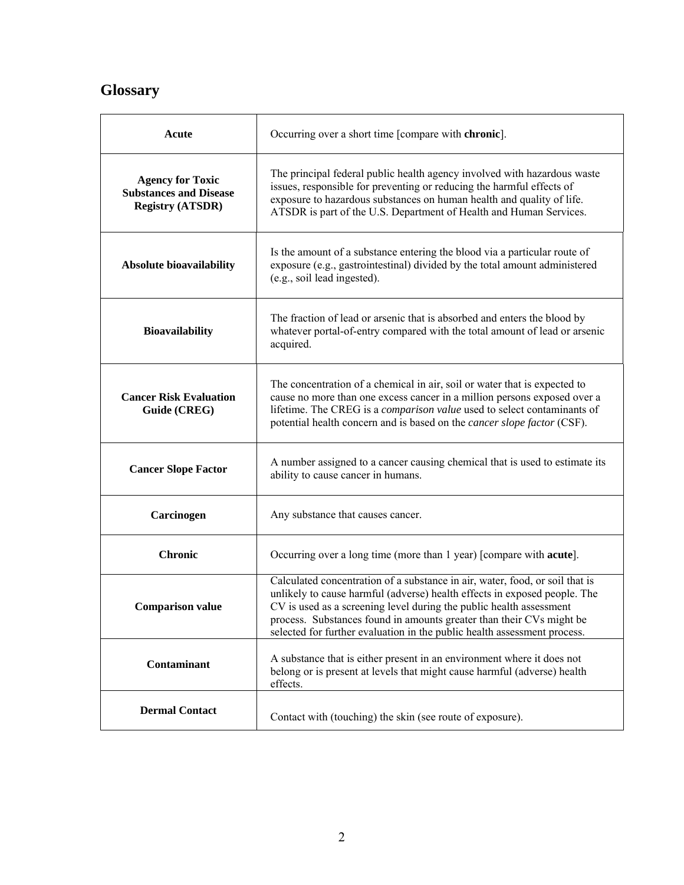## Glossary

| | |
|---|---|
| **Acute** | Occurring over a short time [compare with **chronic**]. |
| **Agency for Toxic Substances and Disease Registry (ATSDR)** | The principal federal public health agency involved with hazardous waste issues, responsible for preventing or reducing the harmful effects of exposure to hazardous substances on human health and quality of life. ATSDR is part of the U.S. Department of Health and Human Services. |
| **Absolute bioavailability** | Is the amount of a substance entering the blood via a particular route of exposure (e.g., gastrointestinal) divided by the total amount administered (e.g., soil lead ingested). |
| **Bioavailability** | The fraction of lead or arsenic that is absorbed and enters the blood by whatever portal-of-entry compared with the total amount of lead or arsenic acquired. |
| **Cancer Risk Evaluation Guide (CREG)** | The concentration of a chemical in air, soil or water that is expected to cause no more than one excess cancer in a million persons exposed over a lifetime. The CREG is a *comparison value* used to select contaminants of potential health concern and is based on the *cancer slope factor* (CSF). |
| **Cancer Slope Factor** | A number assigned to a cancer causing chemical that is used to estimate its ability to cause cancer in humans. |
| **Carcinogen** | Any substance that causes cancer. |
| **Chronic** | Occurring over a long time (more than 1 year) [compare with **acute**]. |
| **Comparison value** | Calculated concentration of a substance in air, water, food, or soil that is unlikely to cause harmful (adverse) health effects in exposed people. The CV is used as a screening level during the public health assessment process. Substances found in amounts greater than their CVs might be selected for further evaluation in the public health assessment process. |
| **Contaminant** | A substance that is either present in an environment where it does not belong or is present at levels that might cause harmful (adverse) health effects. |
| **Dermal Contact** | Contact with (touching) the skin (see route of exposure). |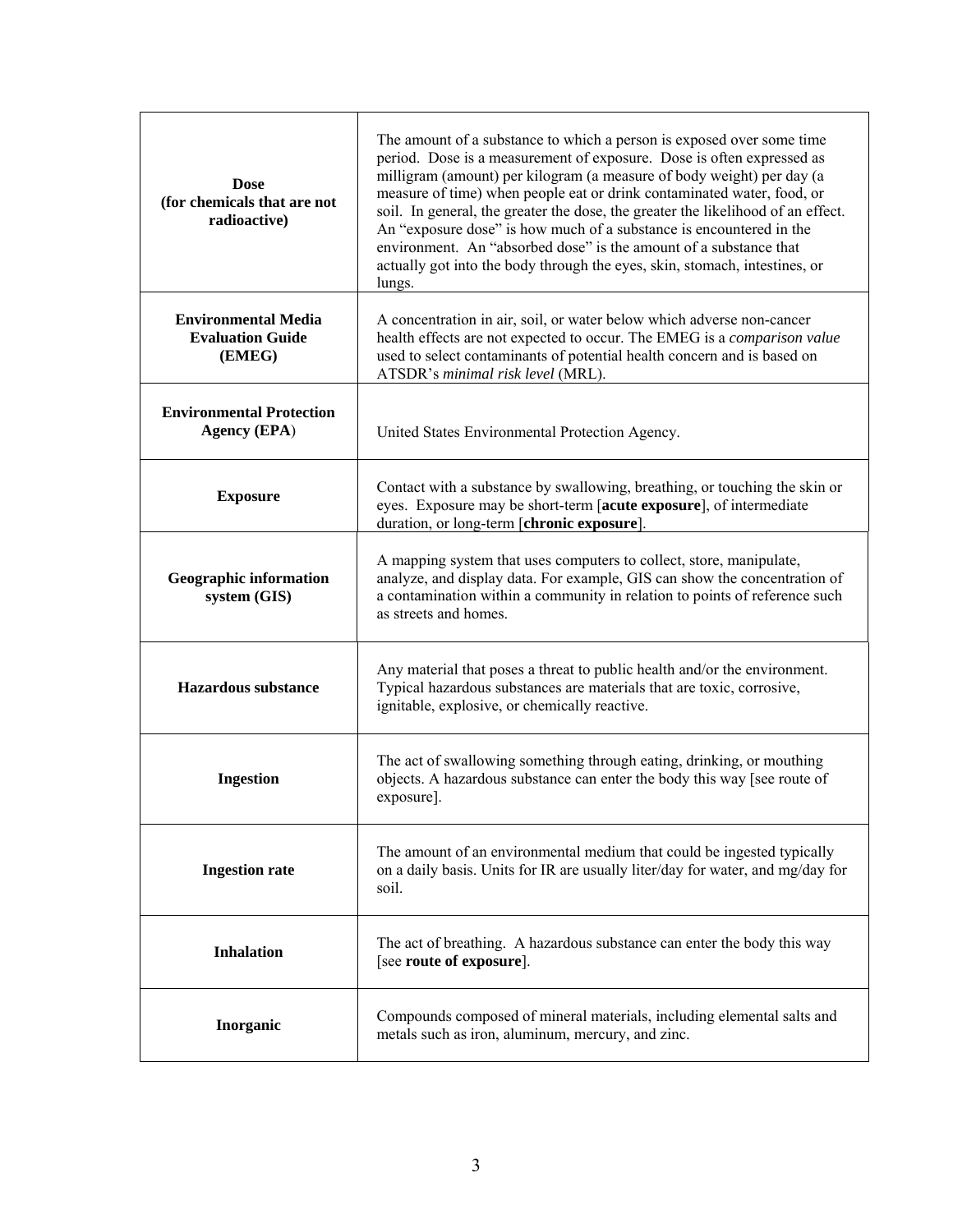| | |
|---|---|
| **Dose (for chemicals that are not radioactive)** | The amount of a substance to which a person is exposed over some time period. Dose is a measurement of exposure. Dose is often expressed as milligram (amount) per kilogram (a measure of body weight) per day (a measure of time) when people eat or drink contaminated water, food, or soil. In general, the greater the dose, the greater the likelihood of an effect. An "exposure dose" is how much of a substance is encountered in the environment. An "absorbed dose" is the amount of a substance that actually got into the body through the eyes, skin, stomach, intestines, or lungs. |
| **Environmental Media Evaluation Guide (EMEG)** | A concentration in air, soil, or water below which adverse non-cancer health effects are not expected to occur. The EMEG is a *comparison value* used to select contaminants of potential health concern and is based on ATSDR's *minimal risk level* (MRL). |
| **Environmental Protection Agency (EPA)** | United States Environmental Protection Agency. |
| **Exposure** | Contact with a substance by swallowing, breathing, or touching the skin or eyes. Exposure may be short-term [**acute exposure**], of intermediate duration, or long-term [**chronic exposure**]. |
| **Geographic information system (GIS)** | A mapping system that uses computers to collect, store, manipulate, analyze, and display data. For example, GIS can show the concentration of a contamination within a community in relation to points of reference such as streets and homes. |
| **Hazardous substance** | Any material that poses a threat to public health and/or the environment. Typical hazardous substances are materials that are toxic, corrosive, ignitable, explosive, or chemically reactive. |
| **Ingestion** | The act of swallowing something through eating, drinking, or mouthing objects. A hazardous substance can enter the body this way [see route of exposure]. |
| **Ingestion rate** | The amount of an environmental medium that could be ingested typically on a daily basis. Units for IR are usually liter/day for water, and mg/day for soil. |
| **Inhalation** | The act of breathing. A hazardous substance can enter the body this way [see **route of exposure**]. |
| **Inorganic** | Compounds composed of mineral materials, including elemental salts and metals such as iron, aluminum, mercury, and zinc. |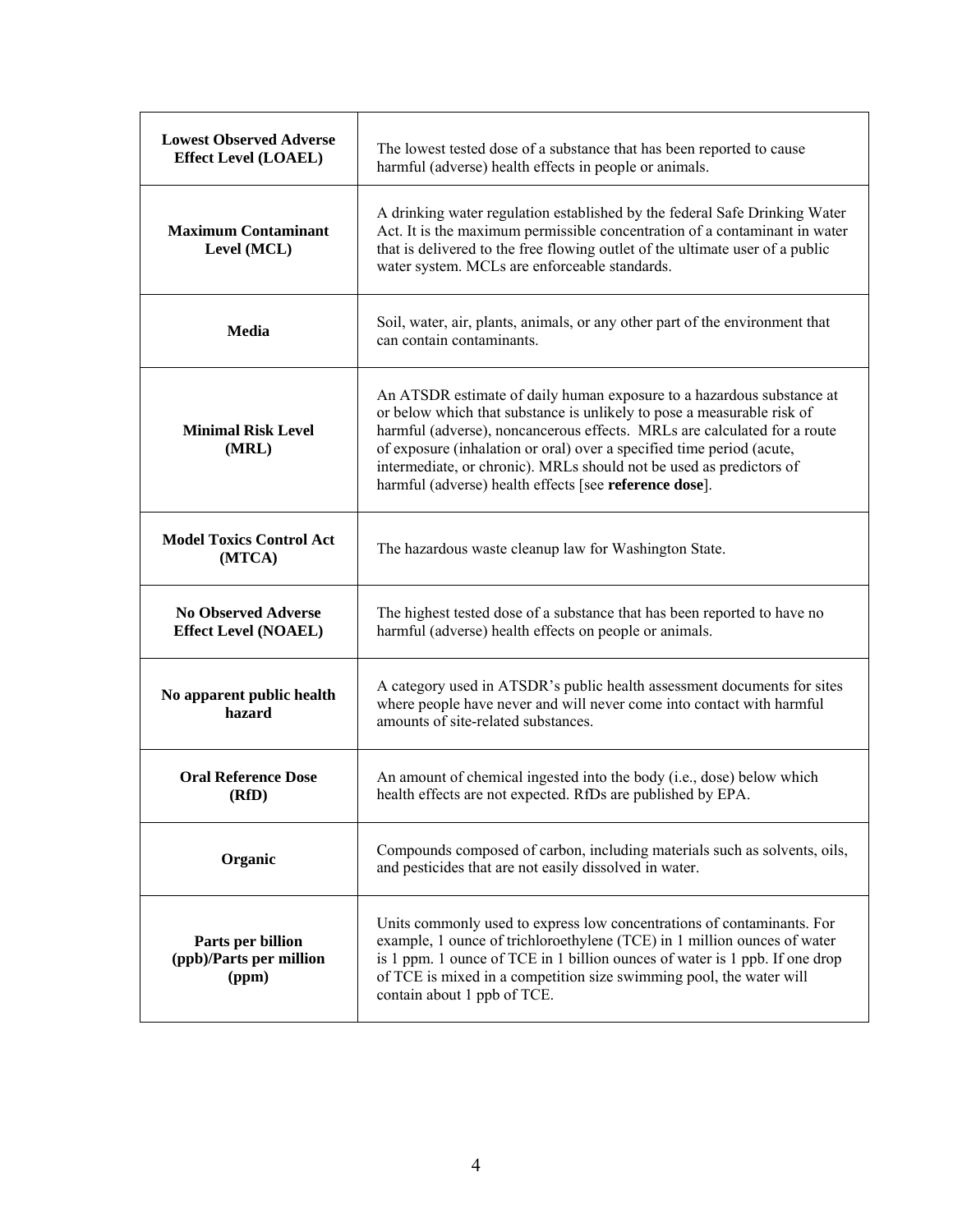| | |
|---|---|
| **Lowest Observed Adverse Effect Level (LOAEL)** | The lowest tested dose of a substance that has been reported to cause harmful (adverse) health effects in people or animals. |
| **Maximum Contaminant Level (MCL)** | A drinking water regulation established by the federal Safe Drinking Water Act. It is the maximum permissible concentration of a contaminant in water that is delivered to the free flowing outlet of the ultimate user of a public water system. MCLs are enforceable standards. |
| **Media** | Soil, water, air, plants, animals, or any other part of the environment that can contain contaminants. |
| **Minimal Risk Level (MRL)** | An ATSDR estimate of daily human exposure to a hazardous substance at or below which that substance is unlikely to pose a measurable risk of harmful (adverse), noncancerous effects. MRLs are calculated for a route of exposure (inhalation or oral) over a specified time period (acute, intermediate, or chronic). MRLs should not be used as predictors of harmful (adverse) health effects [see **reference dose**]. |
| **Model Toxics Control Act (MTCA)** | The hazardous waste cleanup law for Washington State. |
| **No Observed Adverse Effect Level (NOAEL)** | The highest tested dose of a substance that has been reported to have no harmful (adverse) health effects on people or animals. |
| **No apparent public health hazard** | A category used in ATSDR's public health assessment documents for sites where people have never and will never come into contact with harmful amounts of site-related substances. |
| **Oral Reference Dose (RfD)** | An amount of chemical ingested into the body (i.e., dose) below which health effects are not expected. RfDs are published by EPA. |
| **Organic** | Compounds composed of carbon, including materials such as solvents, oils, and pesticides that are not easily dissolved in water. |
| **Parts per billion (ppb)/Parts per million (ppm)** | Units commonly used to express low concentrations of contaminants. For example, 1 ounce of trichloroethylene (TCE) in 1 million ounces of water is 1 ppm. 1 ounce of TCE in 1 billion ounces of water is 1 ppb. If one drop of TCE is mixed in a competition size swimming pool, the water will contain about 1 ppb of TCE. |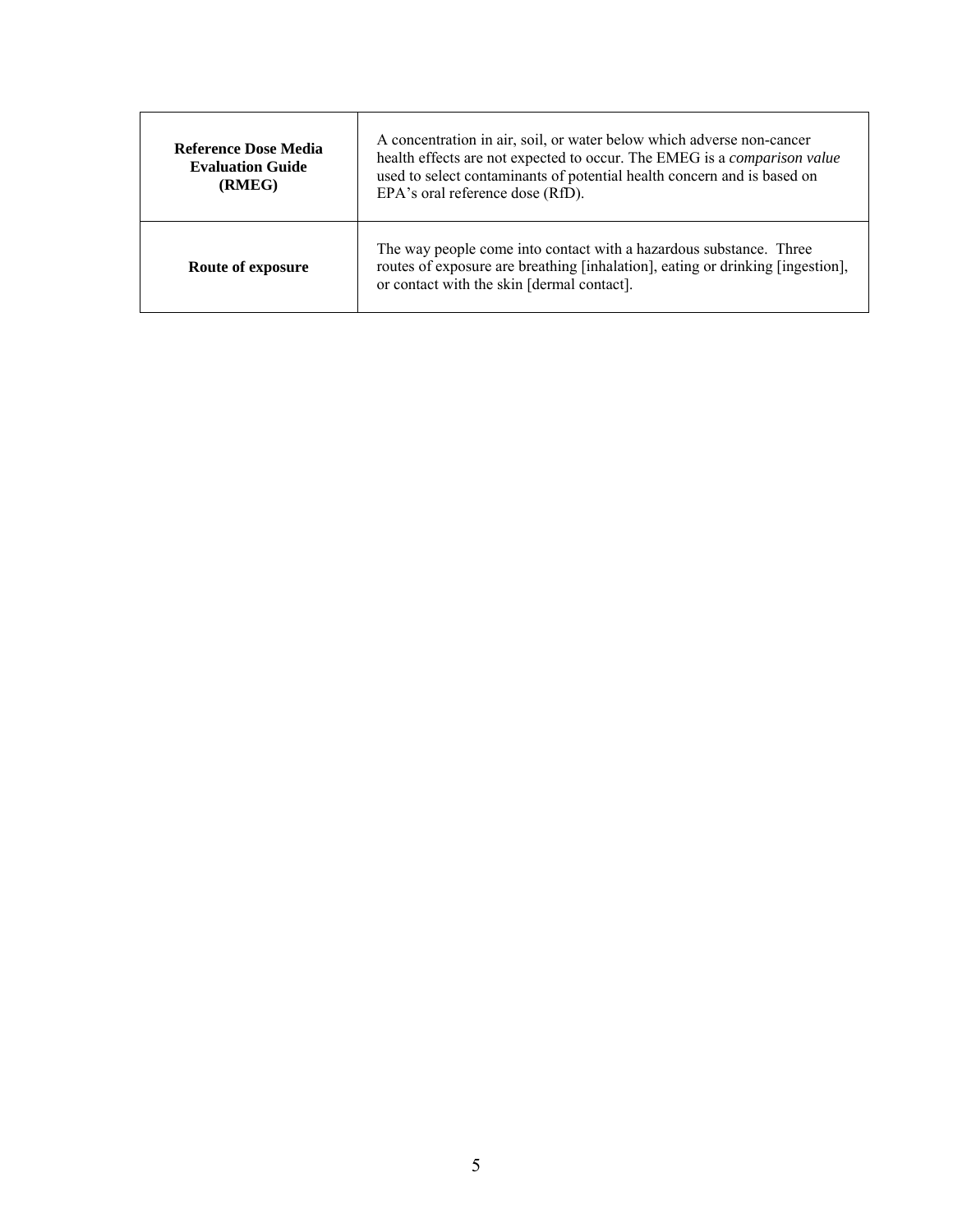| | |
|---|---|
| **Reference Dose Media Evaluation Guide (RMEG)** | A concentration in air, soil, or water below which adverse non-cancer health effects are not expected to occur. The EMEG is a *comparison value* used to select contaminants of potential health concern and is based on EPA's oral reference dose (RfD). |
| **Route of exposure** | The way people come into contact with a hazardous substance. Three routes of exposure are breathing [inhalation], eating or drinking [ingestion], or contact with the skin [dermal contact]. |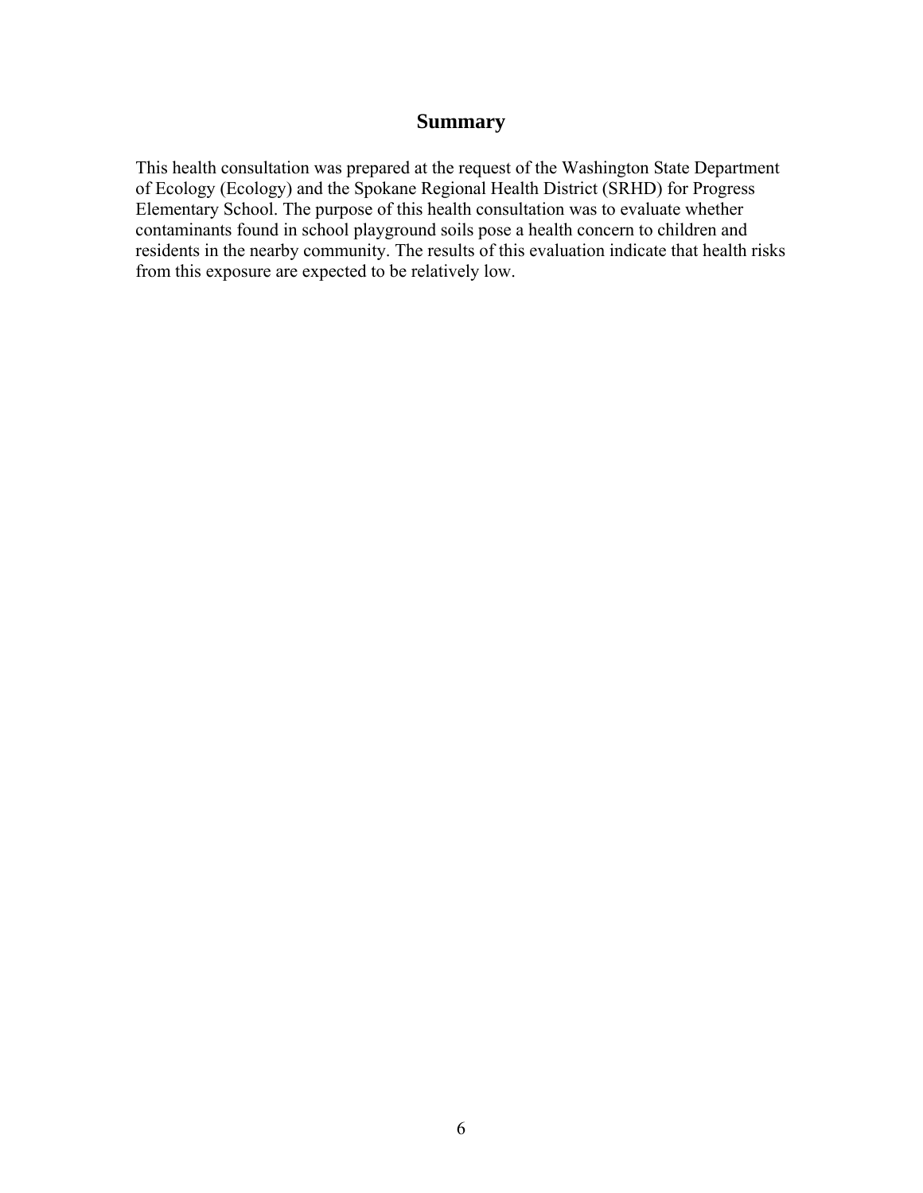## Summary

This health consultation was prepared at the request of the Washington State Department of Ecology (Ecology) and the Spokane Regional Health District (SRHD) for Progress Elementary School. The purpose of this health consultation was to evaluate whether contaminants found in school playground soils pose a health concern to children and residents in the nearby community. The results of this evaluation indicate that health risks from this exposure are expected to be relatively low.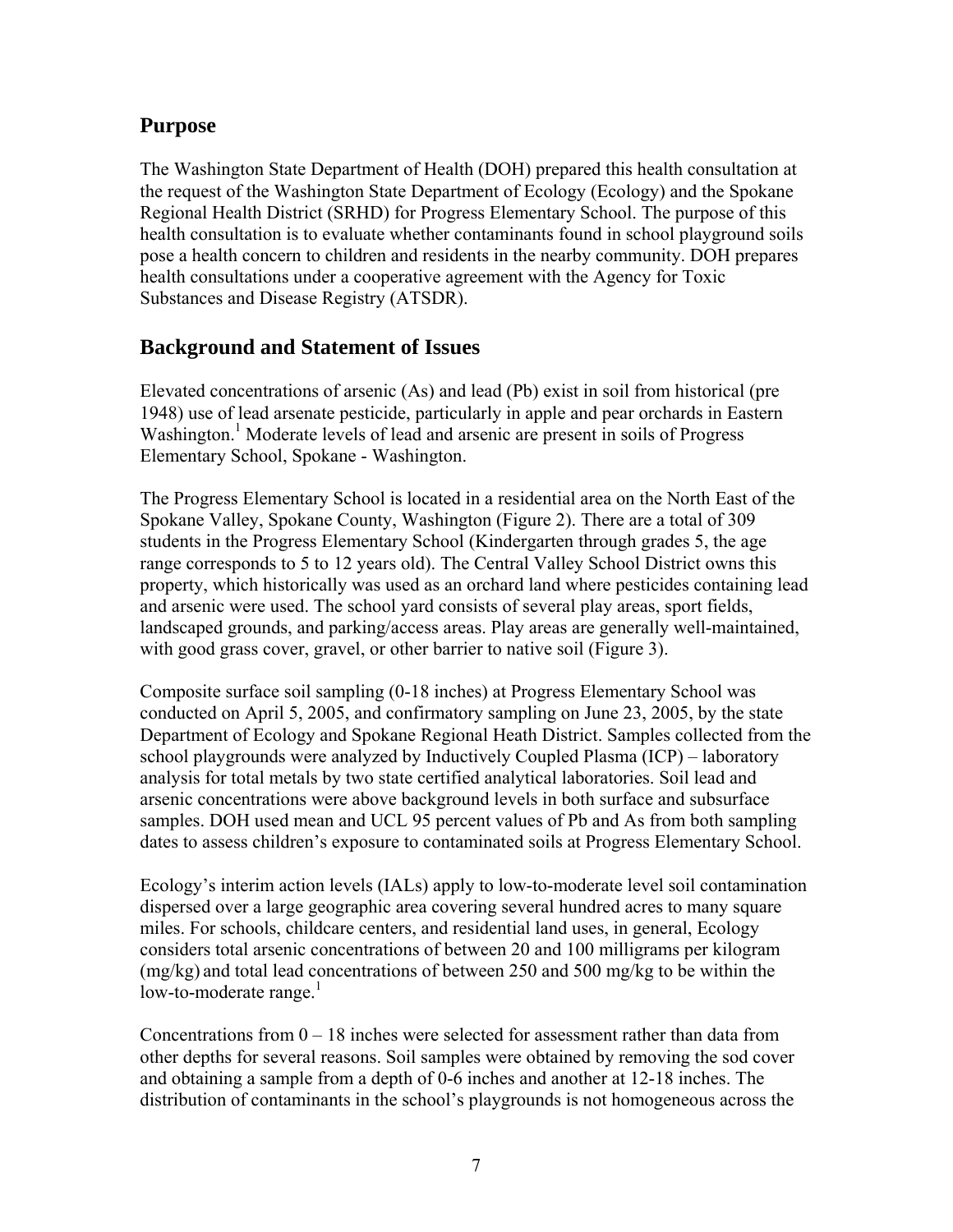## Purpose

The Washington State Department of Health (DOH) prepared this health consultation at the request of the Washington State Department of Ecology (Ecology) and the Spokane Regional Health District (SRHD) for Progress Elementary School. The purpose of this health consultation is to evaluate whether contaminants found in school playground soils pose a health concern to children and residents in the nearby community. DOH prepares health consultations under a cooperative agreement with the Agency for Toxic Substances and Disease Registry (ATSDR).

## Background and Statement of Issues

Elevated concentrations of arsenic (As) and lead (Pb) exist in soil from historical (pre 1948) use of lead arsenate pesticide, particularly in apple and pear orchards in Eastern Washington.[1] Moderate levels of lead and arsenic are present in soils of Progress Elementary School, Spokane - Washington.

The Progress Elementary School is located in a residential area on the North East of the Spokane Valley, Spokane County, Washington (Figure 2). There are a total of 309 students in the Progress Elementary School (Kindergarten through grades 5, the age range corresponds to 5 to 12 years old). The Central Valley School District owns this property, which historically was used as an orchard land where pesticides containing lead and arsenic were used. The school yard consists of several play areas, sport fields, landscaped grounds, and parking/access areas. Play areas are generally well-maintained, with good grass cover, gravel, or other barrier to native soil (Figure 3).

Composite surface soil sampling (0-18 inches) at Progress Elementary School was conducted on April 5, 2005, and confirmatory sampling on June 23, 2005, by the state Department of Ecology and Spokane Regional Heath District. Samples collected from the school playgrounds were analyzed by Inductively Coupled Plasma (ICP) – laboratory analysis for total metals by two state certified analytical laboratories. Soil lead and arsenic concentrations were above background levels in both surface and subsurface samples. DOH used mean and UCL 95 percent values of Pb and As from both sampling dates to assess children's exposure to contaminated soils at Progress Elementary School.

Ecology's interim action levels (IALs) apply to low-to-moderate level soil contamination dispersed over a large geographic area covering several hundred acres to many square miles. For schools, childcare centers, and residential land uses, in general, Ecology considers total arsenic concentrations of between 20 and 100 milligrams per kilogram (mg/kg) and total lead concentrations of between 250 and 500 mg/kg to be within the low-to-moderate range.[1]

Concentrations from 0 – 18 inches were selected for assessment rather than data from other depths for several reasons. Soil samples were obtained by removing the sod cover and obtaining a sample from a depth of 0-6 inches and another at 12-18 inches. The distribution of contaminants in the school's playgrounds is not homogeneous across the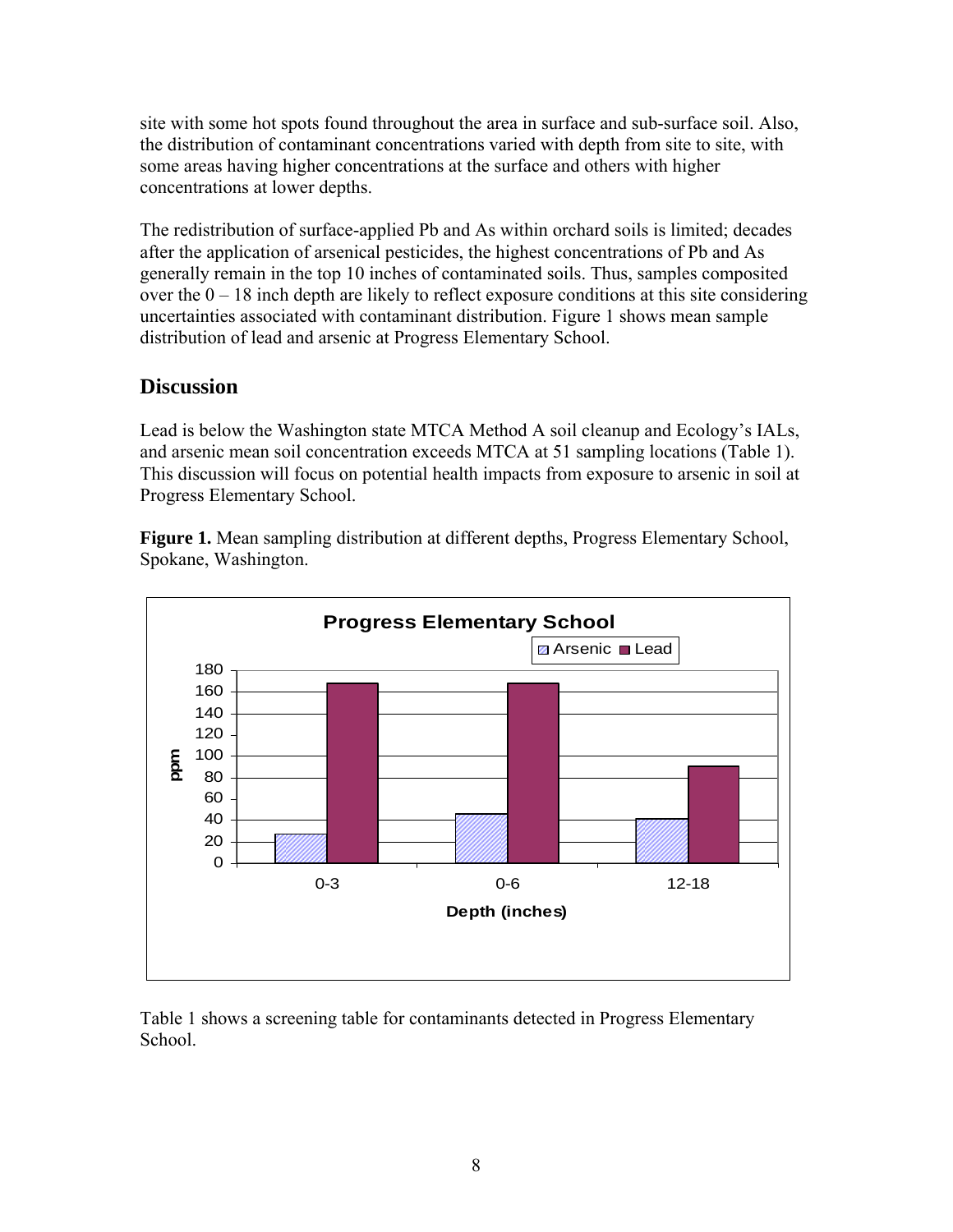site with some hot spots found throughout the area in surface and sub-surface soil. Also, the distribution of contaminant concentrations varied with depth from site to site, with some areas having higher concentrations at the surface and others with higher concentrations at lower depths.

The redistribution of surface-applied Pb and As within orchard soils is limited; decades after the application of arsenical pesticides, the highest concentrations of Pb and As generally remain in the top 10 inches of contaminated soils. Thus, samples composited over the 0 – 18 inch depth are likely to reflect exposure conditions at this site considering uncertainties associated with contaminant distribution. Figure 1 shows mean sample distribution of lead and arsenic at Progress Elementary School.

## Discussion

Lead is below the Washington state MTCA Method A soil cleanup and Ecology's IALs, and arsenic mean soil concentration exceeds MTCA at 51 sampling locations (Table 1). This discussion will focus on potential health impacts from exposure to arsenic in soil at Progress Elementary School.

**Figure 1.** Mean sampling distribution at different depths, Progress Elementary School, Spokane, Washington.

Table 1 shows a screening table for contaminants detected in Progress Elementary School.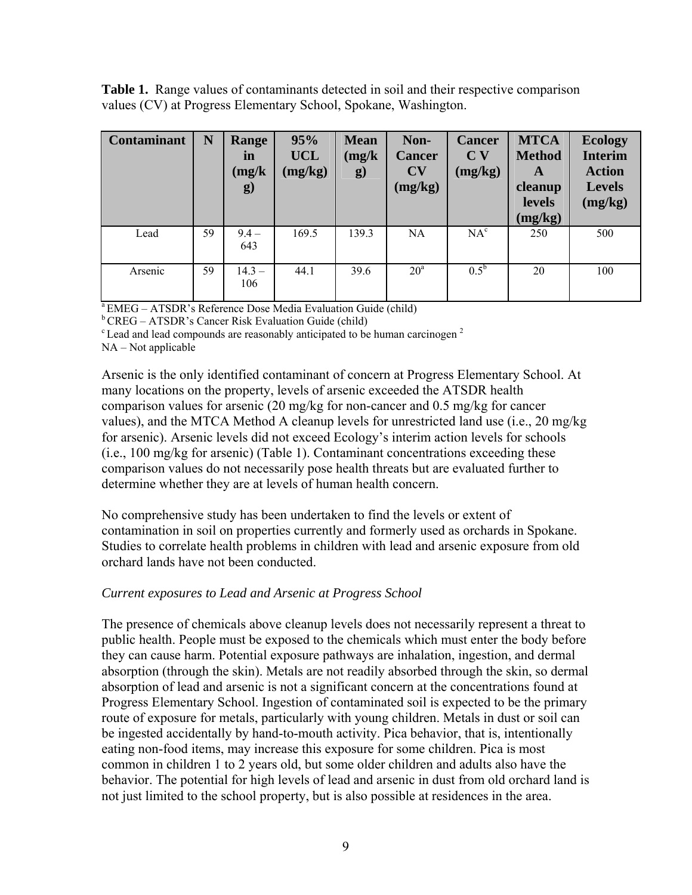**Table 1.** Range values of contaminants detected in soil and their respective comparison values (CV) at Progress Elementary School, Spokane, Washington.

| Contaminant | N | Range in (mg/kg) | 95% UCL (mg/kg) | Mean (mg/kg) | Non-Cancer CV (mg/kg) | Cancer C V (mg/kg) | MTCA Method A cleanup levels (mg/kg) | Ecology Interim Action Levels (mg/kg) |
|---|---|---|---|---|---|---|---|---|
| Lead | 59 | 9.4 – 643 | 169.5 | 139.3 | NA | NA[c] | 250 | 500 |
| Arsenic | 59 | 14.3 – 106 | 44.1 | 39.6 | 20[a] | 0.5[b] | 20 | 100 |

[a] EMEG – ATSDR's Reference Dose Media Evaluation Guide (child)
[b] CREG – ATSDR's Cancer Risk Evaluation Guide (child)
[c] Lead and lead compounds are reasonably anticipated to be human carcinogen [2]
NA – Not applicable

Arsenic is the only identified contaminant of concern at Progress Elementary School. At many locations on the property, levels of arsenic exceeded the ATSDR health comparison values for arsenic (20 mg/kg for non-cancer and 0.5 mg/kg for cancer values), and the MTCA Method A cleanup levels for unrestricted land use (i.e., 20 mg/kg for arsenic). Arsenic levels did not exceed Ecology's interim action levels for schools (i.e., 100 mg/kg for arsenic) (Table 1). Contaminant concentrations exceeding these comparison values do not necessarily pose health threats but are evaluated further to determine whether they are at levels of human health concern.

No comprehensive study has been undertaken to find the levels or extent of contamination in soil on properties currently and formerly used as orchards in Spokane. Studies to correlate health problems in children with lead and arsenic exposure from old orchard lands have not been conducted.

*Current exposures to Lead and Arsenic at Progress School*

The presence of chemicals above cleanup levels does not necessarily represent a threat to public health. People must be exposed to the chemicals which must enter the body before they can cause harm. Potential exposure pathways are inhalation, ingestion, and dermal absorption (through the skin). Metals are not readily absorbed through the skin, so dermal absorption of lead and arsenic is not a significant concern at the concentrations found at Progress Elementary School. Ingestion of contaminated soil is expected to be the primary route of exposure for metals, particularly with young children. Metals in dust or soil can be ingested accidentally by hand-to-mouth activity. Pica behavior, that is, intentionally eating non-food items, may increase this exposure for some children. Pica is most common in children 1 to 2 years old, but some older children and adults also have the behavior. The potential for high levels of lead and arsenic in dust from old orchard land is not just limited to the school property, but is also possible at residences in the area.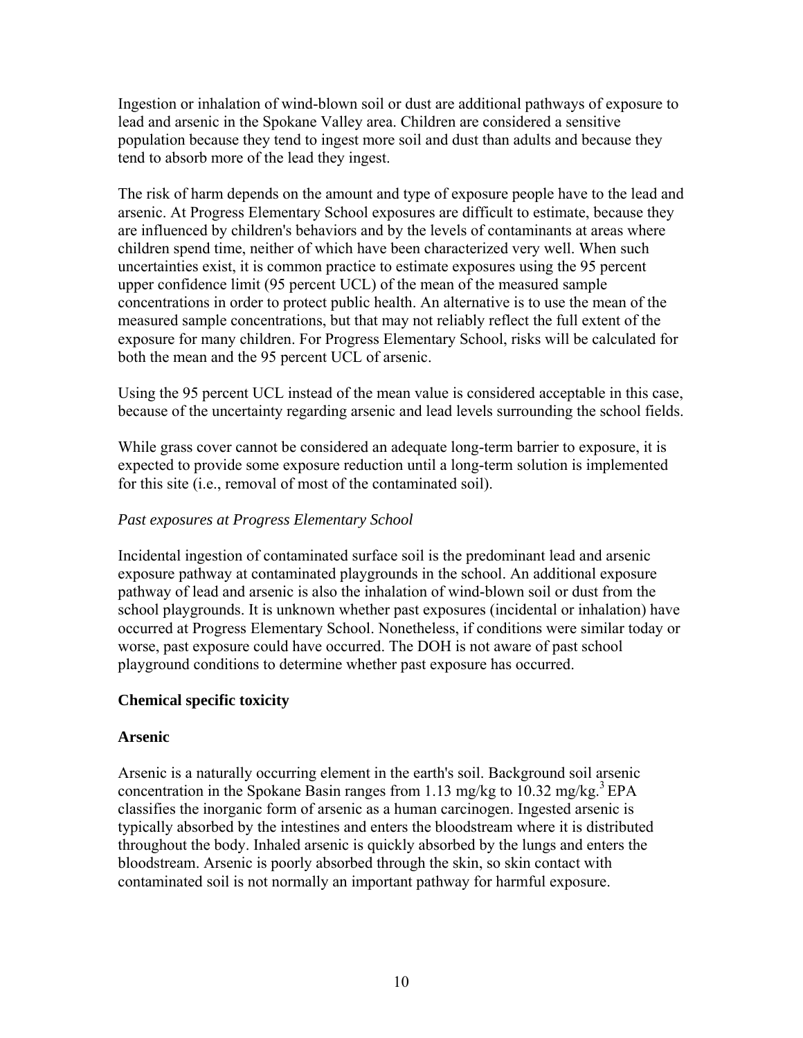Ingestion or inhalation of wind-blown soil or dust are additional pathways of exposure to lead and arsenic in the Spokane Valley area. Children are considered a sensitive population because they tend to ingest more soil and dust than adults and because they tend to absorb more of the lead they ingest.

The risk of harm depends on the amount and type of exposure people have to the lead and arsenic. At Progress Elementary School exposures are difficult to estimate, because they are influenced by children's behaviors and by the levels of contaminants at areas where children spend time, neither of which have been characterized very well. When such uncertainties exist, it is common practice to estimate exposures using the 95 percent upper confidence limit (95 percent UCL) of the mean of the measured sample concentrations in order to protect public health. An alternative is to use the mean of the measured sample concentrations, but that may not reliably reflect the full extent of the exposure for many children. For Progress Elementary School, risks will be calculated for both the mean and the 95 percent UCL of arsenic.

Using the 95 percent UCL instead of the mean value is considered acceptable in this case, because of the uncertainty regarding arsenic and lead levels surrounding the school fields.

While grass cover cannot be considered an adequate long-term barrier to exposure, it is expected to provide some exposure reduction until a long-term solution is implemented for this site (i.e., removal of most of the contaminated soil).

*Past exposures at Progress Elementary School*

Incidental ingestion of contaminated surface soil is the predominant lead and arsenic exposure pathway at contaminated playgrounds in the school. An additional exposure pathway of lead and arsenic is also the inhalation of wind-blown soil or dust from the school playgrounds. It is unknown whether past exposures (incidental or inhalation) have occurred at Progress Elementary School. Nonetheless, if conditions were similar today or worse, past exposure could have occurred. The DOH is not aware of past school playground conditions to determine whether past exposure has occurred.

**Chemical specific toxicity**

**Arsenic**

Arsenic is a naturally occurring element in the earth's soil. Background soil arsenic concentration in the Spokane Basin ranges from 1.13 mg/kg to 10.32 mg/kg.[3] EPA classifies the inorganic form of arsenic as a human carcinogen. Ingested arsenic is typically absorbed by the intestines and enters the bloodstream where it is distributed throughout the body. Inhaled arsenic is quickly absorbed by the lungs and enters the bloodstream. Arsenic is poorly absorbed through the skin, so skin contact with contaminated soil is not normally an important pathway for harmful exposure.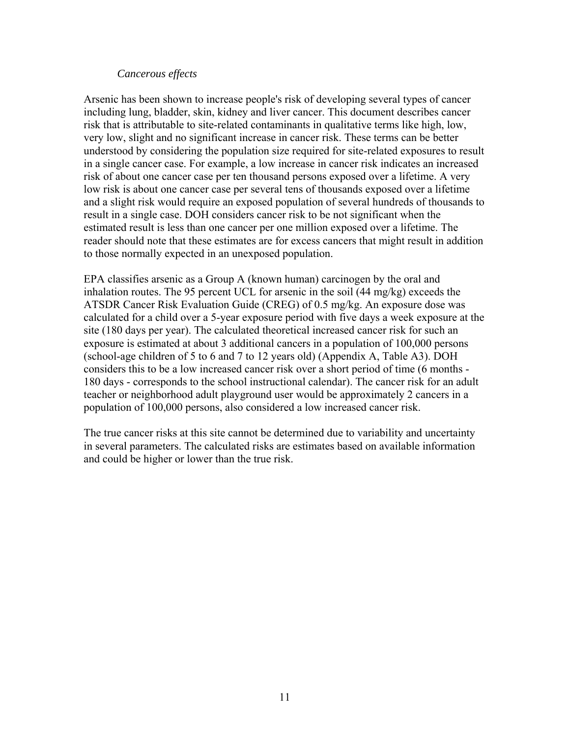*Cancerous effects*

Arsenic has been shown to increase people's risk of developing several types of cancer including lung, bladder, skin, kidney and liver cancer. This document describes cancer risk that is attributable to site-related contaminants in qualitative terms like high, low, very low, slight and no significant increase in cancer risk. These terms can be better understood by considering the population size required for site-related exposures to result in a single cancer case. For example, a low increase in cancer risk indicates an increased risk of about one cancer case per ten thousand persons exposed over a lifetime. A very low risk is about one cancer case per several tens of thousands exposed over a lifetime and a slight risk would require an exposed population of several hundreds of thousands to result in a single case. DOH considers cancer risk to be not significant when the estimated result is less than one cancer per one million exposed over a lifetime. The reader should note that these estimates are for excess cancers that might result in addition to those normally expected in an unexposed population.

EPA classifies arsenic as a Group A (known human) carcinogen by the oral and inhalation routes. The 95 percent UCL for arsenic in the soil (44 mg/kg) exceeds the ATSDR Cancer Risk Evaluation Guide (CREG) of 0.5 mg/kg. An exposure dose was calculated for a child over a 5-year exposure period with five days a week exposure at the site (180 days per year). The calculated theoretical increased cancer risk for such an exposure is estimated at about 3 additional cancers in a population of 100,000 persons (school-age children of 5 to 6 and 7 to 12 years old) (Appendix A, Table A3). DOH considers this to be a low increased cancer risk over a short period of time (6 months - 180 days - corresponds to the school instructional calendar). The cancer risk for an adult teacher or neighborhood adult playground user would be approximately 2 cancers in a population of 100,000 persons, also considered a low increased cancer risk.

The true cancer risks at this site cannot be determined due to variability and uncertainty in several parameters. The calculated risks are estimates based on available information and could be higher or lower than the true risk.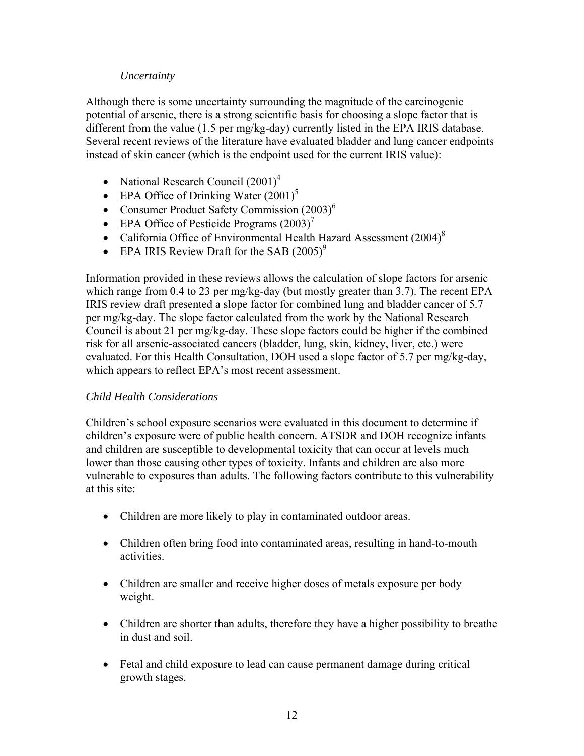*Uncertainty*

Although there is some uncertainty surrounding the magnitude of the carcinogenic potential of arsenic, there is a strong scientific basis for choosing a slope factor that is different from the value (1.5 per mg/kg-day) currently listed in the EPA IRIS database. Several recent reviews of the literature have evaluated bladder and lung cancer endpoints instead of skin cancer (which is the endpoint used for the current IRIS value):

- National Research Council (2001)[4]
- EPA Office of Drinking Water (2001)[5]
- Consumer Product Safety Commission (2003)[6]
- EPA Office of Pesticide Programs (2003)[7]
- California Office of Environmental Health Hazard Assessment (2004)[8]
- EPA IRIS Review Draft for the SAB (2005)[9]

Information provided in these reviews allows the calculation of slope factors for arsenic which range from 0.4 to 23 per mg/kg-day (but mostly greater than 3.7). The recent EPA IRIS review draft presented a slope factor for combined lung and bladder cancer of 5.7 per mg/kg-day. The slope factor calculated from the work by the National Research Council is about 21 per mg/kg-day. These slope factors could be higher if the combined risk for all arsenic-associated cancers (bladder, lung, skin, kidney, liver, etc.) were evaluated. For this Health Consultation, DOH used a slope factor of 5.7 per mg/kg-day, which appears to reflect EPA's most recent assessment.

*Child Health Considerations*

Children's school exposure scenarios were evaluated in this document to determine if children's exposure were of public health concern. ATSDR and DOH recognize infants and children are susceptible to developmental toxicity that can occur at levels much lower than those causing other types of toxicity. Infants and children are also more vulnerable to exposures than adults. The following factors contribute to this vulnerability at this site:

- Children are more likely to play in contaminated outdoor areas.
- Children often bring food into contaminated areas, resulting in hand-to-mouth activities.
- Children are smaller and receive higher doses of metals exposure per body weight.
- Children are shorter than adults, therefore they have a higher possibility to breathe in dust and soil.
- Fetal and child exposure to lead can cause permanent damage during critical growth stages.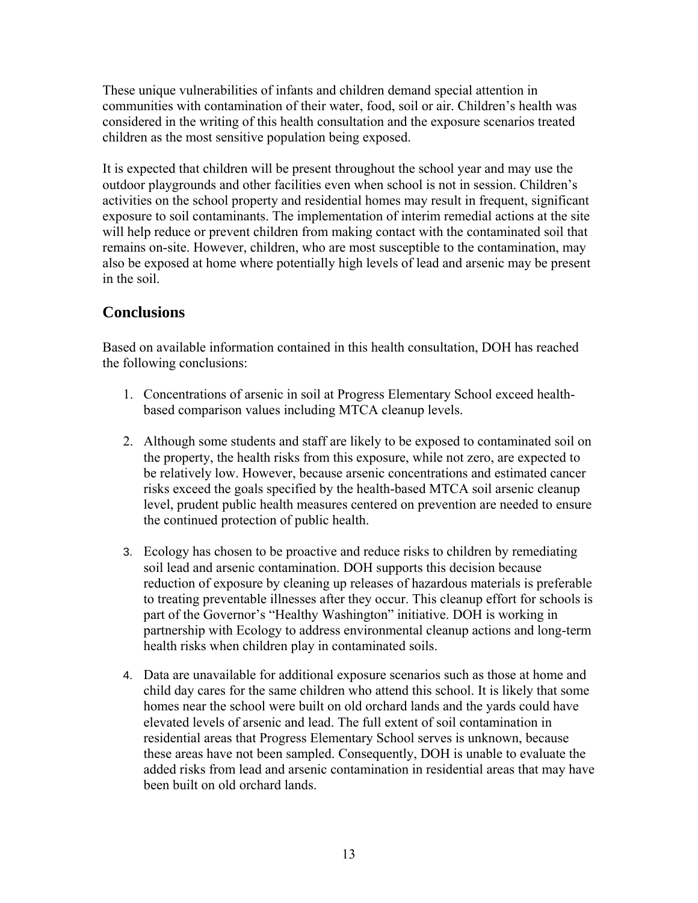These unique vulnerabilities of infants and children demand special attention in communities with contamination of their water, food, soil or air. Children's health was considered in the writing of this health consultation and the exposure scenarios treated children as the most sensitive population being exposed.

It is expected that children will be present throughout the school year and may use the outdoor playgrounds and other facilities even when school is not in session. Children's activities on the school property and residential homes may result in frequent, significant exposure to soil contaminants. The implementation of interim remedial actions at the site will help reduce or prevent children from making contact with the contaminated soil that remains on-site. However, children, who are most susceptible to the contamination, may also be exposed at home where potentially high levels of lead and arsenic may be present in the soil.

## Conclusions

Based on available information contained in this health consultation, DOH has reached the following conclusions:

1. Concentrations of arsenic in soil at Progress Elementary School exceed health-based comparison values including MTCA cleanup levels.

2. Although some students and staff are likely to be exposed to contaminated soil on the property, the health risks from this exposure, while not zero, are expected to be relatively low. However, because arsenic concentrations and estimated cancer risks exceed the goals specified by the health-based MTCA soil arsenic cleanup level, prudent public health measures centered on prevention are needed to ensure the continued protection of public health.

3. Ecology has chosen to be proactive and reduce risks to children by remediating soil lead and arsenic contamination. DOH supports this decision because reduction of exposure by cleaning up releases of hazardous materials is preferable to treating preventable illnesses after they occur. This cleanup effort for schools is part of the Governor's "Healthy Washington" initiative. DOH is working in partnership with Ecology to address environmental cleanup actions and long-term health risks when children play in contaminated soils.

4. Data are unavailable for additional exposure scenarios such as those at home and child day cares for the same children who attend this school. It is likely that some homes near the school were built on old orchard lands and the yards could have elevated levels of arsenic and lead. The full extent of soil contamination in residential areas that Progress Elementary School serves is unknown, because these areas have not been sampled. Consequently, DOH is unable to evaluate the added risks from lead and arsenic contamination in residential areas that may have been built on old orchard lands.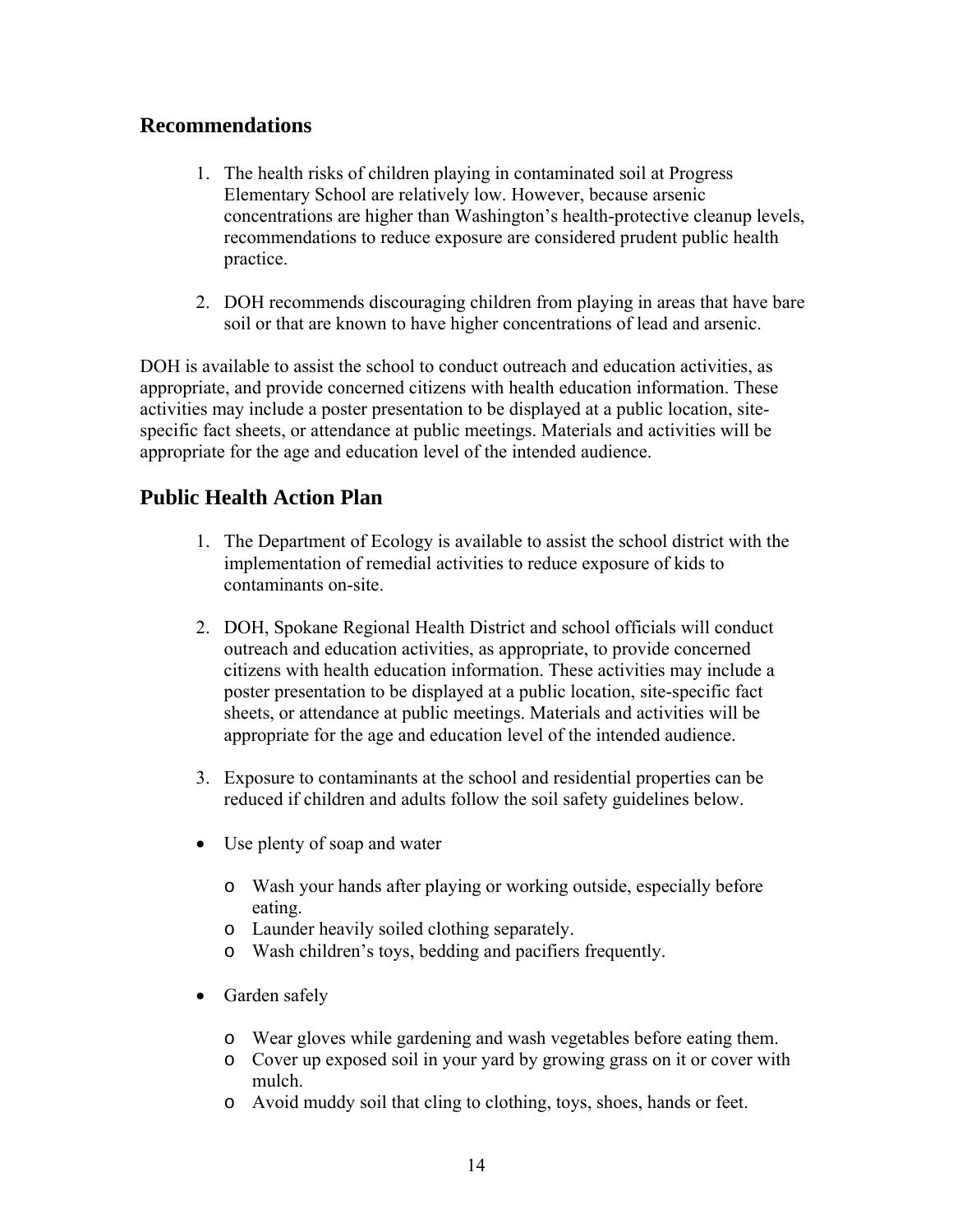## Recommendations

1. The health risks of children playing in contaminated soil at Progress Elementary School are relatively low. However, because arsenic concentrations are higher than Washington's health-protective cleanup levels, recommendations to reduce exposure are considered prudent public health practice.

2. DOH recommends discouraging children from playing in areas that have bare soil or that are known to have higher concentrations of lead and arsenic.

DOH is available to assist the school to conduct outreach and education activities, as appropriate, and provide concerned citizens with health education information. These activities may include a poster presentation to be displayed at a public location, site-specific fact sheets, or attendance at public meetings. Materials and activities will be appropriate for the age and education level of the intended audience.

## Public Health Action Plan

1. The Department of Ecology is available to assist the school district with the implementation of remedial activities to reduce exposure of kids to contaminants on-site.

2. DOH, Spokane Regional Health District and school officials will conduct outreach and education activities, as appropriate, to provide concerned citizens with health education information. These activities may include a poster presentation to be displayed at a public location, site-specific fact sheets, or attendance at public meetings. Materials and activities will be appropriate for the age and education level of the intended audience.

3. Exposure to contaminants at the school and residential properties can be reduced if children and adults follow the soil safety guidelines below.

- Use plenty of soap and water
    - Wash your hands after playing or working outside, especially before eating.
    - Launder heavily soiled clothing separately.
    - Wash children's toys, bedding and pacifiers frequently.

- Garden safely
    - Wear gloves while gardening and wash vegetables before eating them.
    - Cover up exposed soil in your yard by growing grass on it or cover with mulch.
    - Avoid muddy soil that cling to clothing, toys, shoes, hands or feet.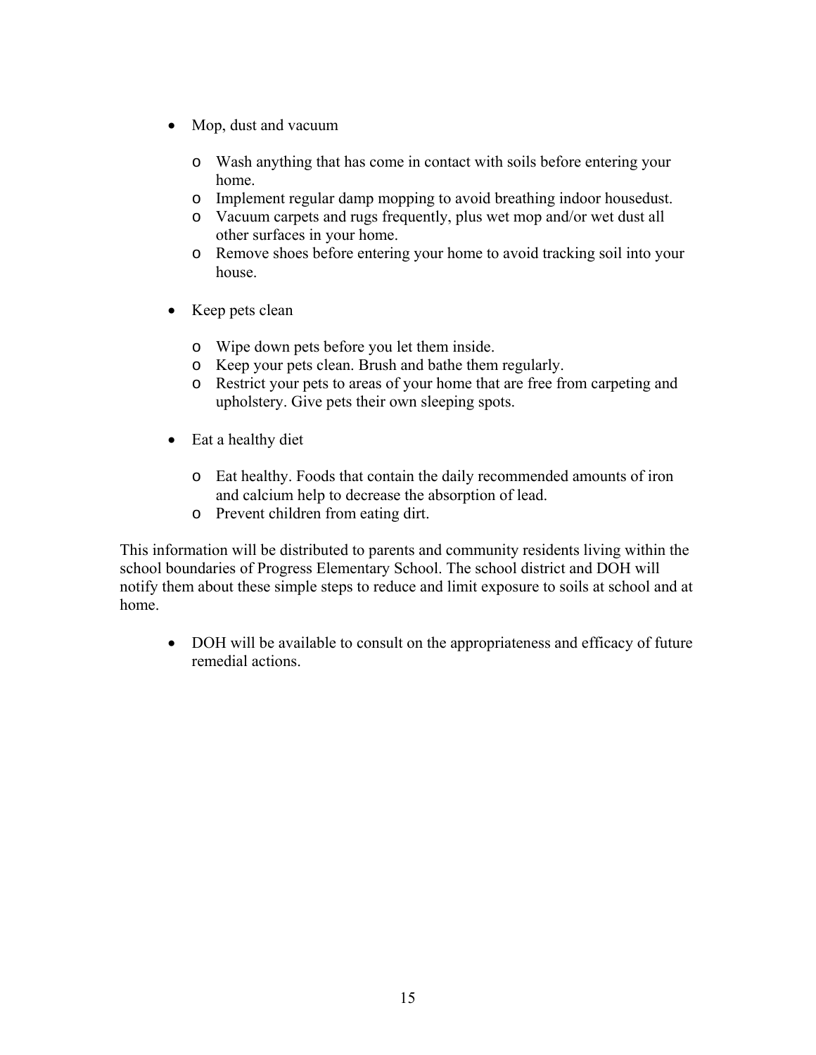- Mop, dust and vacuum

  - Wash anything that has come in contact with soils before entering your home.
  - Implement regular damp mopping to avoid breathing indoor housedust.
  - Vacuum carpets and rugs frequently, plus wet mop and/or wet dust all other surfaces in your home.
  - Remove shoes before entering your home to avoid tracking soil into your house.

- Keep pets clean

  - Wipe down pets before you let them inside.
  - Keep your pets clean. Brush and bathe them regularly.
  - Restrict your pets to areas of your home that are free from carpeting and upholstery. Give pets their own sleeping spots.

- Eat a healthy diet

  - Eat healthy. Foods that contain the daily recommended amounts of iron and calcium help to decrease the absorption of lead.
  - Prevent children from eating dirt.

This information will be distributed to parents and community residents living within the school boundaries of Progress Elementary School. The school district and DOH will notify them about these simple steps to reduce and limit exposure to soils at school and at home.

- DOH will be available to consult on the appropriateness and efficacy of future remedial actions.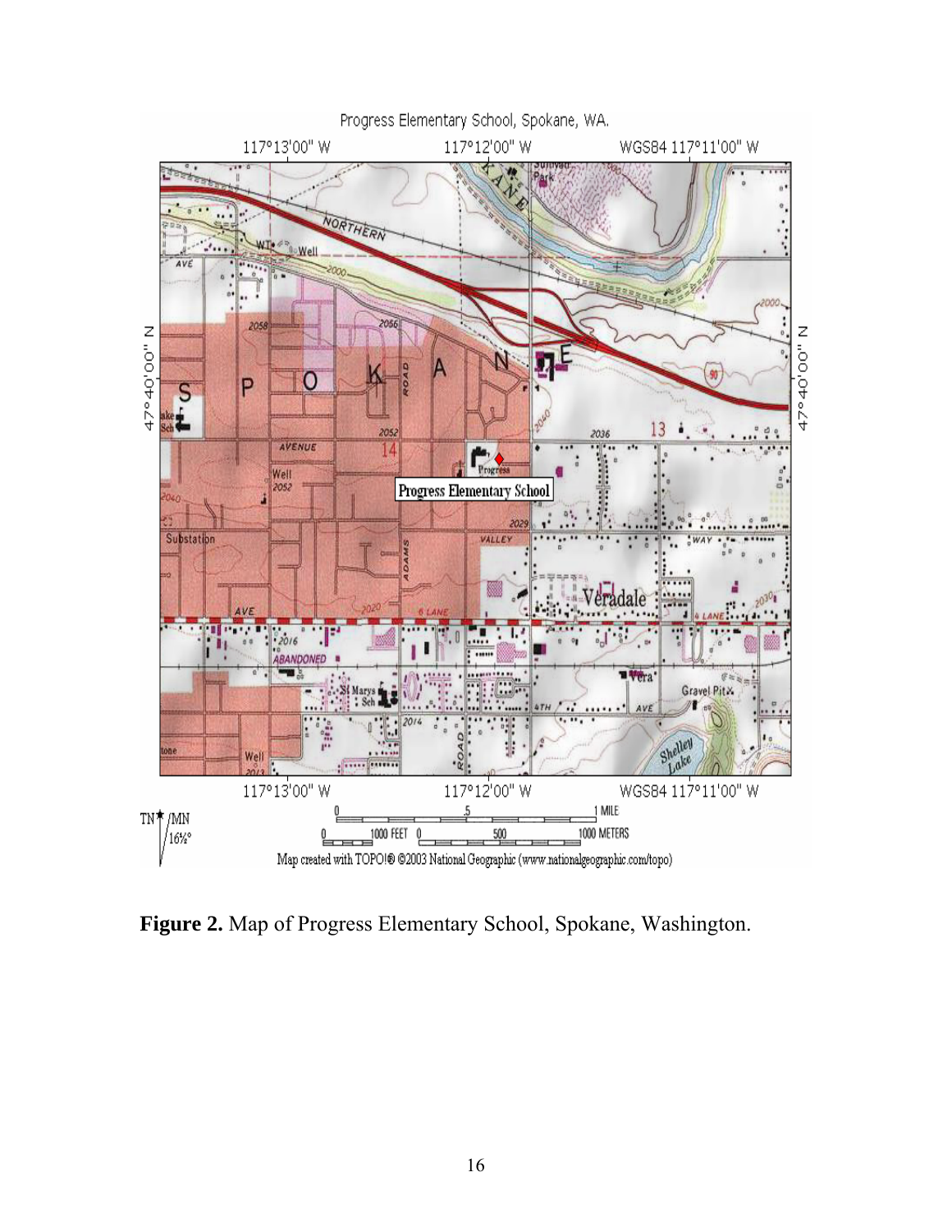**Figure 2.** Map of Progress Elementary School, Spokane, Washington.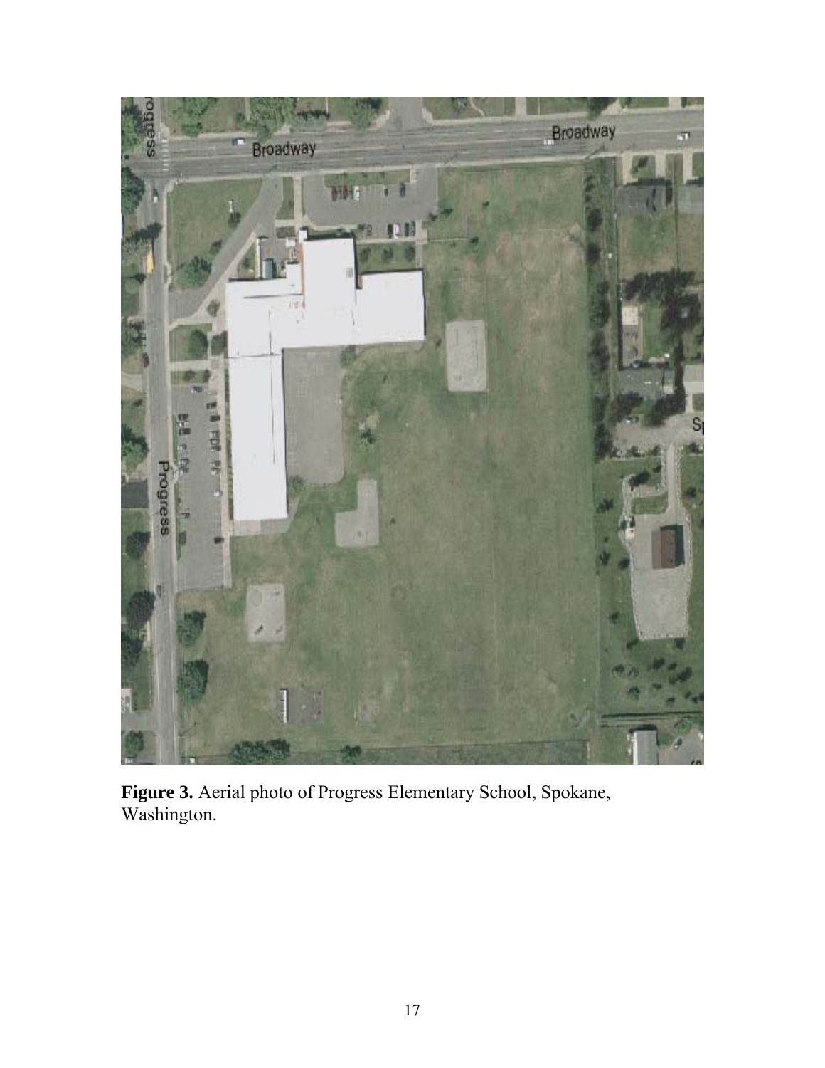**Figure 3.** Aerial photo of Progress Elementary School, Spokane, Washington.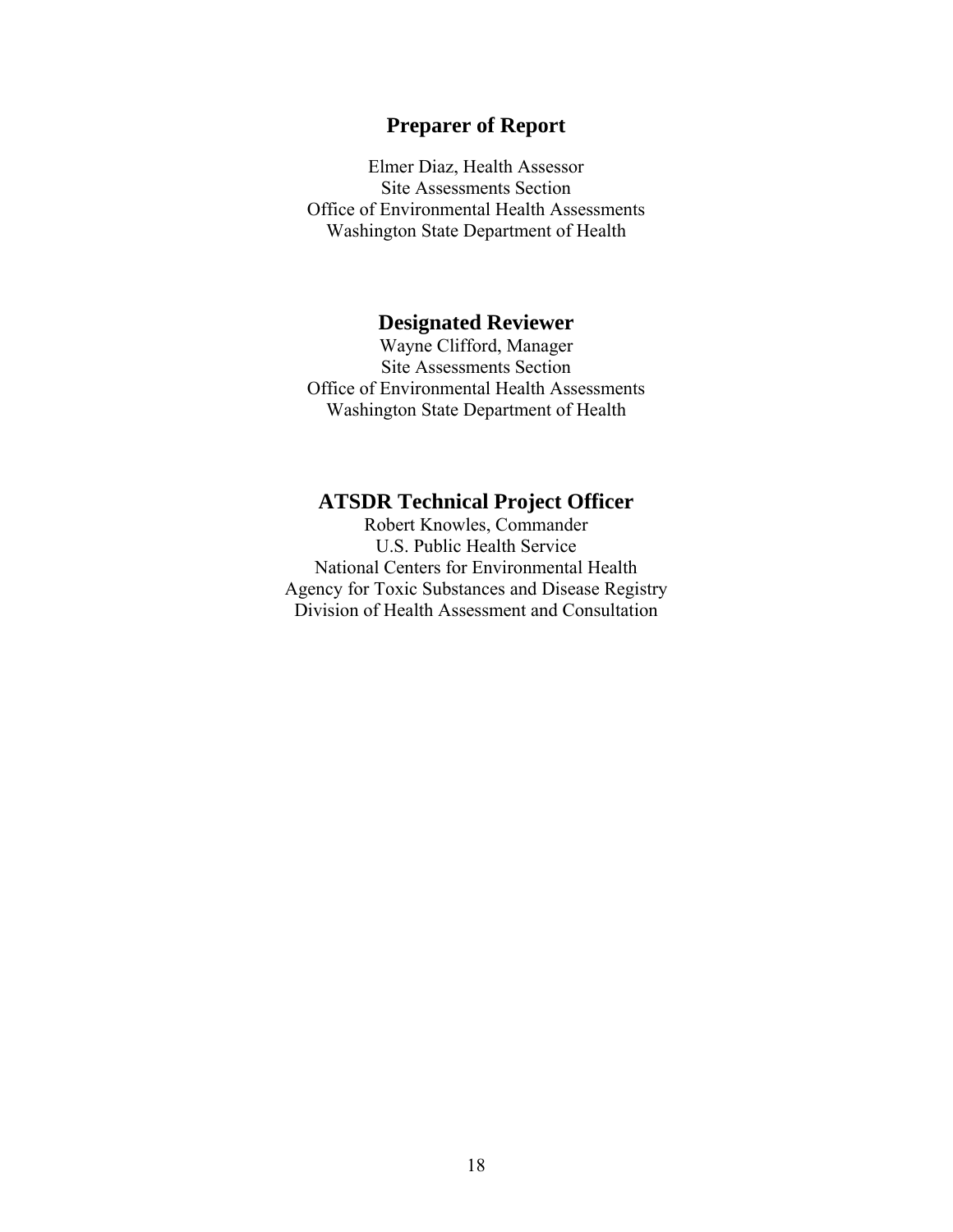## Preparer of Report

Elmer Diaz, Health Assessor
Site Assessments Section
Office of Environmental Health Assessments
Washington State Department of Health

## Designated Reviewer

Wayne Clifford, Manager
Site Assessments Section
Office of Environmental Health Assessments
Washington State Department of Health

## ATSDR Technical Project Officer

Robert Knowles, Commander
U.S. Public Health Service
National Centers for Environmental Health
Agency for Toxic Substances and Disease Registry
Division of Health Assessment and Consultation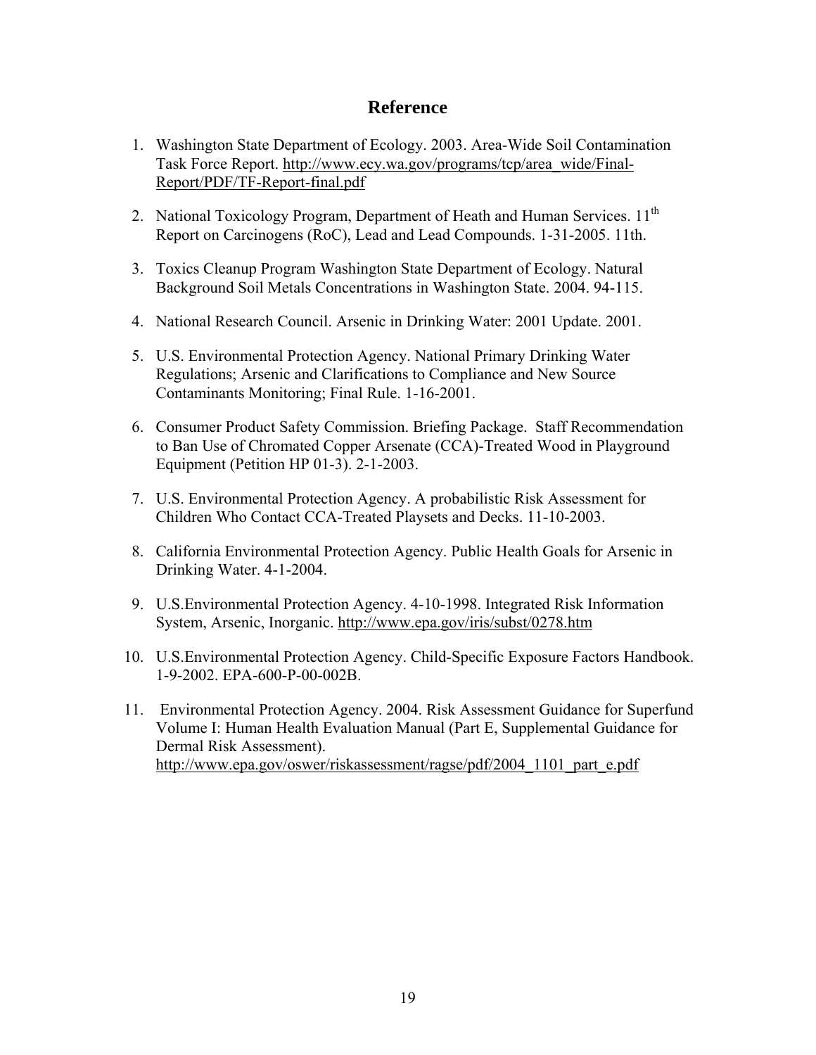# Reference

1. Washington State Department of Ecology. 2003. Area-Wide Soil Contamination Task Force Report. http://www.ecy.wa.gov/programs/tcp/area_wide/Final-Report/PDF/TF-Report-final.pdf

2. National Toxicology Program, Department of Heath and Human Services. 11th Report on Carcinogens (RoC), Lead and Lead Compounds. 1-31-2005. 11th.

3. Toxics Cleanup Program Washington State Department of Ecology. Natural Background Soil Metals Concentrations in Washington State. 2004. 94-115.

4. National Research Council. Arsenic in Drinking Water: 2001 Update. 2001.

5. U.S. Environmental Protection Agency. National Primary Drinking Water Regulations; Arsenic and Clarifications to Compliance and New Source Contaminants Monitoring; Final Rule. 1-16-2001.

6. Consumer Product Safety Commission. Briefing Package. Staff Recommendation to Ban Use of Chromated Copper Arsenate (CCA)-Treated Wood in Playground Equipment (Petition HP 01-3). 2-1-2003.

7. U.S. Environmental Protection Agency. A probabilistic Risk Assessment for Children Who Contact CCA-Treated Playsets and Decks. 11-10-2003.

8. California Environmental Protection Agency. Public Health Goals for Arsenic in Drinking Water. 4-1-2004.

9. U.S.Environmental Protection Agency. 4-10-1998. Integrated Risk Information System, Arsenic, Inorganic. http://www.epa.gov/iris/subst/0278.htm

10. U.S.Environmental Protection Agency. Child-Specific Exposure Factors Handbook. 1-9-2002. EPA-600-P-00-002B.

11. Environmental Protection Agency. 2004. Risk Assessment Guidance for Superfund Volume I: Human Health Evaluation Manual (Part E, Supplemental Guidance for Dermal Risk Assessment). http://www.epa.gov/oswer/riskassessment/ragse/pdf/2004_1101_part_e.pdf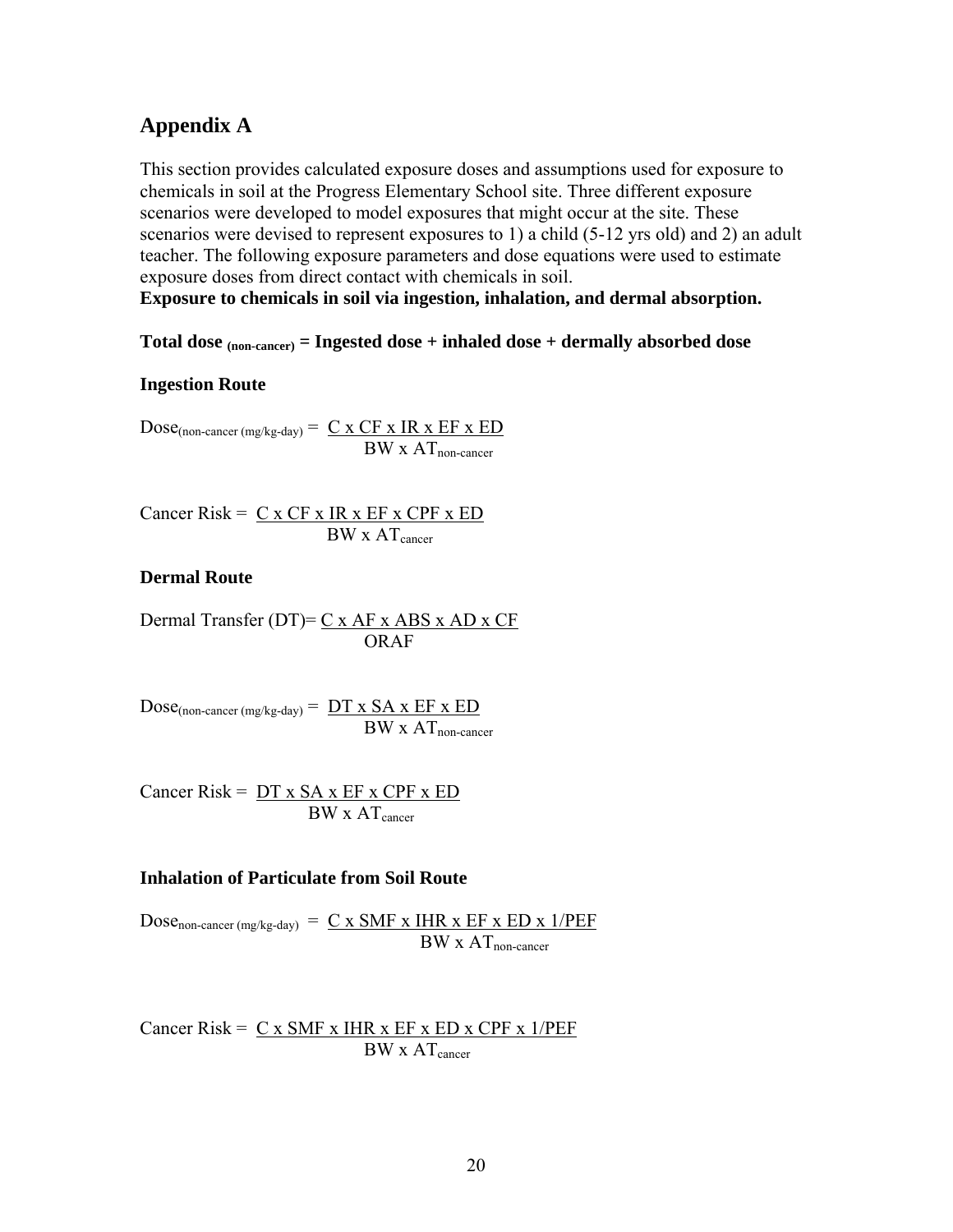## Appendix A

This section provides calculated exposure doses and assumptions used for exposure to chemicals in soil at the Progress Elementary School site. Three different exposure scenarios were developed to model exposures that might occur at the site. These scenarios were devised to represent exposures to 1) a child (5-12 yrs old) and 2) an adult teacher. The following exposure parameters and dose equations were used to estimate exposure doses from direct contact with chemicals in soil.

**Exposure to chemicals in soil via ingestion, inhalation, and dermal absorption.**

**Total dose $_{\text{(non-cancer)}}$ = Ingested dose + inhaled dose + dermally absorbed dose**

**Ingestion Route**

$$\text{Dose}_{\text{(non-cancer (mg/kg-day)}} = \frac{C \times CF \times IR \times EF \times ED}{BW \times AT_{\text{non-cancer}}}$$

$$\text{Cancer Risk} = \frac{C \times CF \times IR \times EF \times CPF \times ED}{BW \times AT_{\text{cancer}}}$$

**Dermal Route**

$$\text{Dermal Transfer (DT)} = \frac{C \times AF \times ABS \times AD \times CF}{ORAF}$$

$$\text{Dose}_{\text{(non-cancer (mg/kg-day)}} = \frac{DT \times SA \times EF \times ED}{BW \times AT_{\text{non-cancer}}}$$

$$\text{Cancer Risk} = \frac{DT \times SA \times EF \times CPF \times ED}{BW \times AT_{\text{cancer}}}$$

**Inhalation of Particulate from Soil Route**

$$\text{Dose}_{\text{non-cancer (mg/kg-day)}} = \frac{C \times SMF \times IHR \times EF \times ED \times 1/PEF}{BW \times AT_{\text{non-cancer}}}$$

$$\text{Cancer Risk} = \frac{C \times SMF \times IHR \times EF \times ED \times CPF \times 1/PEF}{BW \times AT_{\text{cancer}}}$$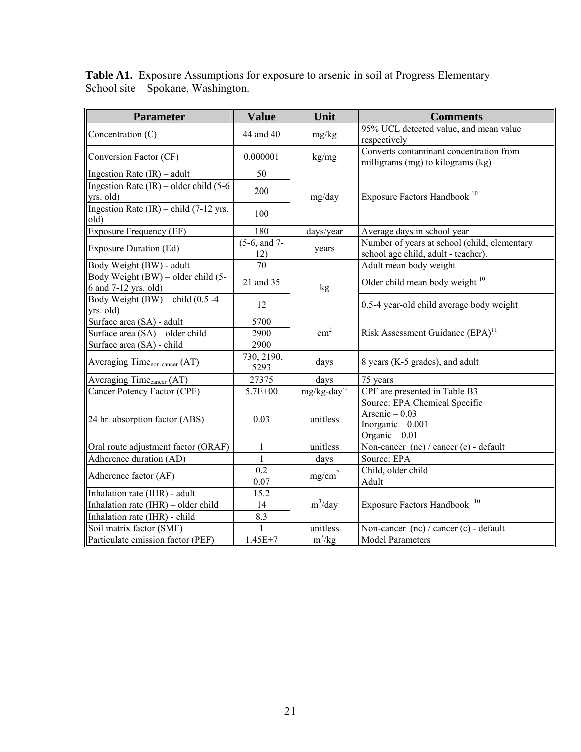**Table A1.** Exposure Assumptions for exposure to arsenic in soil at Progress Elementary School site – Spokane, Washington.

| Parameter | Value | Unit | Comments |
|---|---|---|---|
| Concentration (C) | 44 and 40 | mg/kg | 95% UCL detected value, and mean value respectively |
| Conversion Factor (CF) | 0.000001 | kg/mg | Converts contaminant concentration from milligrams (mg) to kilograms (kg) |
| Ingestion Rate (IR) – adult | 50 | mg/day | Exposure Factors Handbook [10] |
| Ingestion Rate (IR) – older child (5-6 yrs. old) | 200 | | |
| Ingestion Rate (IR) – child (7-12 yrs. old) | 100 | | |
| Exposure Frequency (EF) | 180 | days/year | Average days in school year |
| Exposure Duration (Ed) | (5-6, and 7-12) | years | Number of years at school (child, elementary school age child, adult - teacher). |
| Body Weight (BW) - adult | 70 | kg | Adult mean body weight |
| Body Weight (BW) – older child (5-6 and 7-12 yrs. old) | 21 and 35 | | Older child mean body weight [10] |
| Body Weight (BW) – child (0.5 -4 yrs. old) | 12 | | 0.5-4 year-old child average body weight |
| Surface area (SA) - adult | 5700 | $cm^2$ | Risk Assessment Guidance (EPA)[11] |
| Surface area (SA) – older child | 2900 | | |
| Surface area (SA) - child | 2900 | | |
| Averaging Time$_{non\text{-}cancer}$ (AT) | 730, 2190, 5293 | days | 8 years (K-5 grades), and adult |
| Averaging Time$_{cancer}$ (AT) | 27375 | days | 75 years |
| Cancer Potency Factor (CPF) | 5.7E+00 | mg/kg-day$^{-1}$ | CPF are presented in Table B3 |
| 24 hr. absorption factor (ABS) | 0.03 | unitless | Source: EPA Chemical Specific<br>Arsenic – 0.03<br>Inorganic – 0.001<br>Organic – 0.01 |
| Oral route adjustment factor (ORAF) | 1 | unitless | Non-cancer (nc) / cancer (c) - default |
| Adherence duration (AD) | 1 | days | Source: EPA |
| Adherence factor (AF) | 0.2 | $mg/cm^2$ | Child, older child |
| | 0.07 | | Adult |
| Inhalation rate (IHR) - adult | 15.2 | $m^3$/day | Exposure Factors Handbook [10] |
| Inhalation rate (IHR) – older child | 14 | | |
| Inhalation rate (IHR) - child | 8.3 | | |
| Soil matrix factor (SMF) | 1 | unitless | Non-cancer (nc) / cancer (c) - default |
| Particulate emission factor (PEF) | 1.45E+7 | $m^3$/kg | Model Parameters |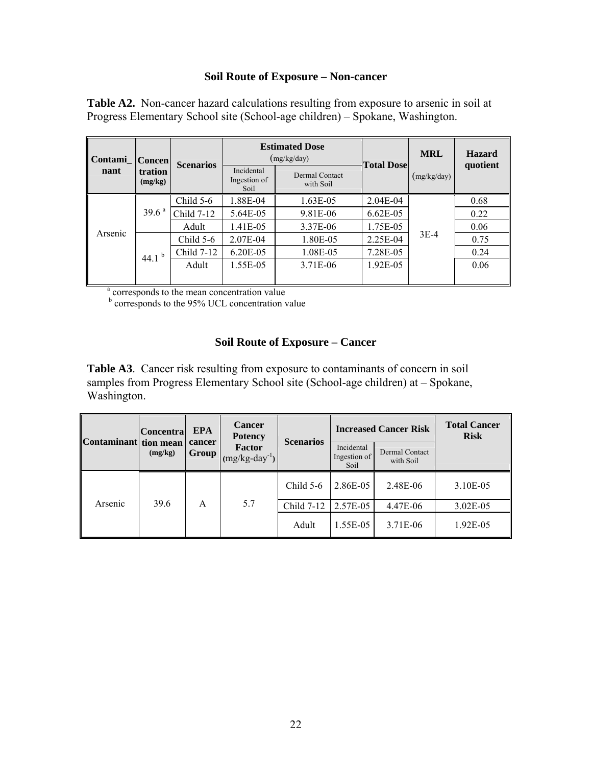### Soil Route of Exposure – Non-cancer

**Table A2.** Non-cancer hazard calculations resulting from exposure to arsenic in soil at Progress Elementary School site (School-age children) – Spokane, Washington.

| Contaminant | Concentration (mg/kg) | Scenarios | Estimated Dose (mg/kg/day) | | Total Dose | MRL (mg/kg/day) | Hazard quotient |
|---|---|---|---|---|---|---|---|
| | | | Incidental Ingestion of Soil | Dermal Contact with Soil | | | |
| Arsenic | 39.6 [a] | Child 5-6 | 1.88E-04 | 1.63E-05 | 2.04E-04 | 3E-4 | 0.68 |
| | | Child 7-12 | 5.64E-05 | 9.81E-06 | 6.62E-05 | | 0.22 |
| | | Adult | 1.41E-05 | 3.37E-06 | 1.75E-05 | | 0.06 |
| | 44.1 [b] | Child 5-6 | 2.07E-04 | 1.80E-05 | 2.25E-04 | | 0.75 |
| | | Child 7-12 | 6.20E-05 | 1.08E-05 | 7.28E-05 | | 0.24 |
| | | Adult | 1.55E-05 | 3.71E-06 | 1.92E-05 | | 0.06 |

[a] corresponds to the mean concentration value
[b] corresponds to the 95% UCL concentration value

### Soil Route of Exposure – Cancer

**Table A3**. Cancer risk resulting from exposure to contaminants of concern in soil samples from Progress Elementary School site (School-age children) at – Spokane, Washington.

| Contaminant | Concentration mean (mg/kg) | EPA cancer Group | Cancer Potency Factor (mg/kg-day$^{-1}$) | Scenarios | Increased Cancer Risk | | Total Cancer Risk |
|---|---|---|---|---|---|---|---|
| | | | | | Incidental Ingestion of Soil | Dermal Contact with Soil | |
| Arsenic | 39.6 | A | 5.7 | Child 5-6 | 2.86E-05 | 2.48E-06 | 3.10E-05 |
| | | | | Child 7-12 | 2.57E-05 | 4.47E-06 | 3.02E-05 |
| | | | | Adult | 1.55E-05 | 3.71E-06 | 1.92E-05 |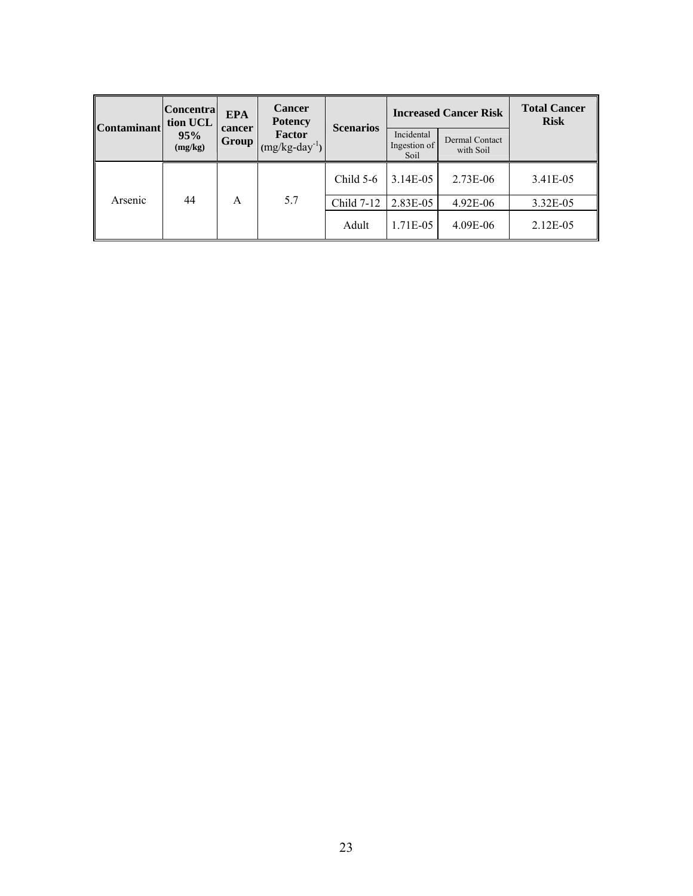| Contaminant | Concentration UCL 95% (mg/kg) | EPA cancer Group | Cancer Potency Factor $(mg/kg\text{-}day^{-1})$ | Scenarios | Increased Cancer Risk | | Total Cancer Risk |
|---|---|---|---|---|---|---|---|
| | | | | | Incidental Ingestion of Soil | Dermal Contact with Soil | |
| Arsenic | 44 | A | 5.7 | Child 5-6 | 3.14E-05 | 2.73E-06 | 3.41E-05 |
| | | | | Child 7-12 | 2.83E-05 | 4.92E-06 | 3.32E-05 |
| | | | | Adult | 1.71E-05 | 4.09E-06 | 2.12E-05 |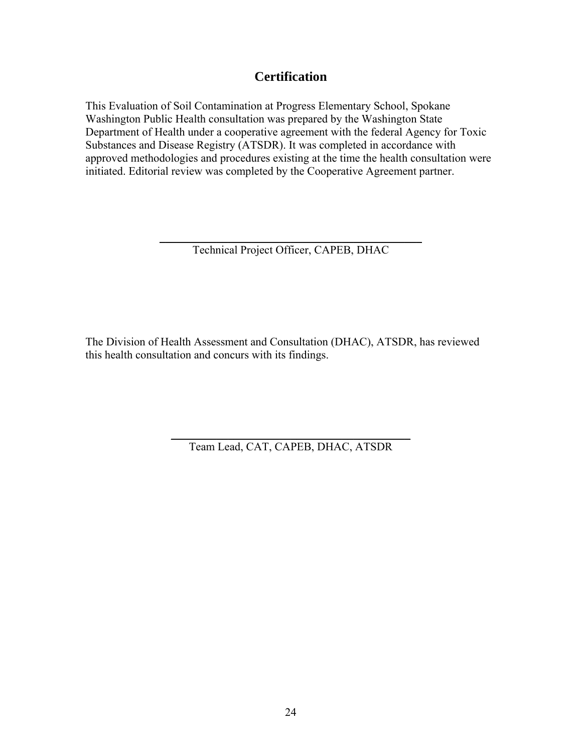# Certification

This Evaluation of Soil Contamination at Progress Elementary School, Spokane Washington Public Health consultation was prepared by the Washington State Department of Health under a cooperative agreement with the federal Agency for Toxic Substances and Disease Registry (ATSDR). It was completed in accordance with approved methodologies and procedures existing at the time the health consultation were initiated. Editorial review was completed by the Cooperative Agreement partner.

\_\_\_\_\_\_\_\_\_\_\_\_\_\_\_\_\_\_\_\_\_\_\_\_\_\_\_\_\_\_\_\_\_\_\_\_\_\_\_\_

Technical Project Officer, CAPEB, DHAC

The Division of Health Assessment and Consultation (DHAC), ATSDR, has reviewed this health consultation and concurs with its findings.

\_\_\_\_\_\_\_\_\_\_\_\_\_\_\_\_\_\_\_\_\_\_\_\_\_\_\_\_\_\_\_\_\_\_\_\_\_\_\_\_

Team Lead, CAT, CAPEB, DHAC, ATSDR